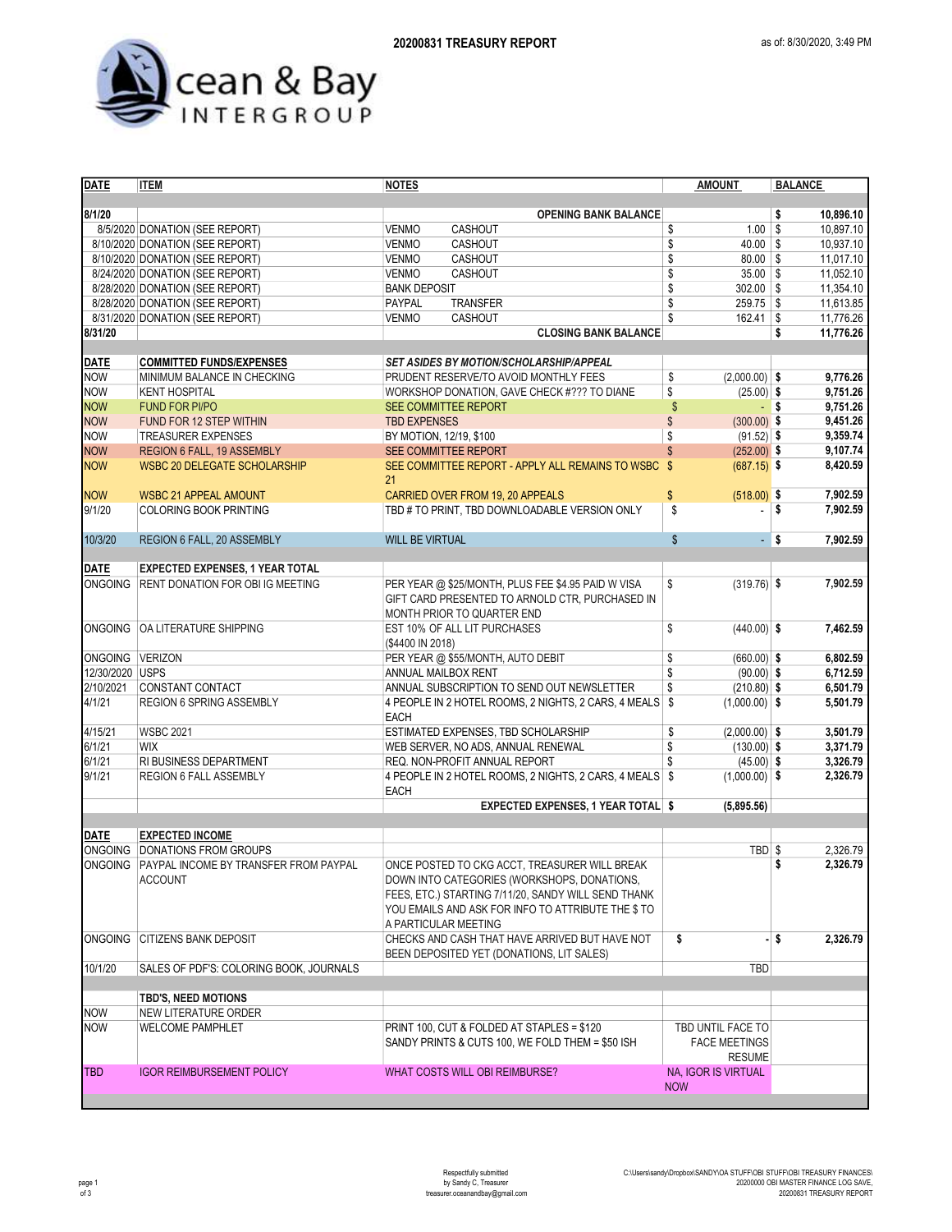# 20200831 TREASURY REPORT

as of: 8/30/2020, 3:49 PM

Ocean & Bay INTERGROUP

| DATE | ITEM | NOTES | AMOUNT | BALANCE |
|---|---|---|---|---|
| 8/1/20 | | OPENING BANK BALANCE | | $ 10,896.10 |
| 8/5/2020 | DONATION (SEE REPORT) | VENMO CASHOUT | $ 1.00 | $ 10,897.10 |
| 8/10/2020 | DONATION (SEE REPORT) | VENMO CASHOUT | $ 40.00 | $ 10,937.10 |
| 8/10/2020 | DONATION (SEE REPORT) | VENMO CASHOUT | $ 80.00 | $ 11,017.10 |
| 8/24/2020 | DONATION (SEE REPORT) | VENMO CASHOUT | $ 35.00 | $ 11,052.10 |
| 8/28/2020 | DONATION (SEE REPORT) | BANK DEPOSIT | $ 302.00 | $ 11,354.10 |
| 8/28/2020 | DONATION (SEE REPORT) | PAYPAL TRANSFER | $ 259.75 | $ 11,613.85 |
| 8/31/2020 | DONATION (SEE REPORT) | VENMO CASHOUT | $ 162.41 | $ 11,776.26 |
| 8/31/20 | | CLOSING BANK BALANCE | | $ 11,776.26 |
| **DATE** | **COMMITTED FUNDS/EXPENSES** | ***SET ASIDES BY MOTION/SCHOLARSHIP/APPEAL*** | | |
| NOW | MINIMUM BALANCE IN CHECKING | PRUDENT RESERVE/TO AVOID MONTHLY FEES | $ (2,000.00) | $ 9,776.26 |
| NOW | KENT HOSPITAL | WORKSHOP DONATION, GAVE CHECK #??? TO DIANE | $ (25.00) | $ 9,751.26 |
| NOW | FUND FOR PI/PO | SEE COMMITTEE REPORT | $ - | $ 9,751.26 |
| NOW | FUND FOR 12 STEP WITHIN | TBD EXPENSES | $ (300.00) | $ 9,451.26 |
| NOW | TREASURER EXPENSES | BY MOTION, 12/19, $100 | $ (91.52) | $ 9,359.74 |
| NOW | REGION 6 FALL, 19 ASSEMBLY | SEE COMMITTEE REPORT | $ (252.00) | $ 9,107.74 |
| NOW | WSBC 20 DELEGATE SCHOLARSHIP | SEE COMMITTEE REPORT - APPLY ALL REMAINS TO WSBC 21 | $ (687.15) | $ 8,420.59 |
| NOW | WSBC 21 APPEAL AMOUNT | CARRIED OVER FROM 19, 20 APPEALS | $ (518.00) | $ 7,902.59 |
| 9/1/20 | COLORING BOOK PRINTING | TBD # TO PRINT, TBD DOWNLOADABLE VERSION ONLY | $ - | $ 7,902.59 |
| 10/3/20 | REGION 6 FALL, 20 ASSEMBLY | WILL BE VIRTUAL | $ - | $ 7,902.59 |
| **DATE** | **EXPECTED EXPENSES, 1 YEAR TOTAL** | | | |
| ONGOING | RENT DONATION FOR OBI IG MEETING | PER YEAR @ $25/MONTH, PLUS FEE $4.95 PAID W VISA GIFT CARD PRESENTED TO ARNOLD CTR, PURCHASED IN MONTH PRIOR TO QUARTER END | $ (319.76) | $ 7,902.59 |
| ONGOING | OA LITERATURE SHIPPING | EST 10% OF ALL LIT PURCHASES ($4400 IN 2018) | $ (440.00) | $ 7,462.59 |
| ONGOING | VERIZON | PER YEAR @ $55/MONTH, AUTO DEBIT | $ (660.00) | $ 6,802.59 |
| 12/30/2020 | USPS | ANNUAL MAILBOX RENT | $ (90.00) | $ 6,712.59 |
| 2/10/2021 | CONSTANT CONTACT | ANNUAL SUBSCRIPTION TO SEND OUT NEWSLETTER | $ (210.80) | $ 6,501.79 |
| 4/1/21 | REGION 6 SPRING ASSEMBLY | 4 PEOPLE IN 2 HOTEL ROOMS, 2 NIGHTS, 2 CARS, 4 MEALS EACH | $ (1,000.00) | $ 5,501.79 |
| 4/15/21 | WSBC 2021 | ESTIMATED EXPENSES, TBD SCHOLARSHIP | $ (2,000.00) | $ 3,501.79 |
| 6/1/21 | WIX | WEB SERVER, NO ADS, ANNUAL RENEWAL | $ (130.00) | $ 3,371.79 |
| 6/1/21 | RI BUSINESS DEPARTMENT | REQ. NON-PROFIT ANNUAL REPORT | $ (45.00) | $ 3,326.79 |
| 9/1/21 | REGION 6 FALL ASSEMBLY | 4 PEOPLE IN 2 HOTEL ROOMS, 2 NIGHTS, 2 CARS, 4 MEALS EACH | $ (1,000.00) | $ 2,326.79 |
| | | EXPECTED EXPENSES, 1 YEAR TOTAL | $ (5,895.56) | |
| **DATE** | **EXPECTED INCOME** | | | |
| ONGOING | DONATIONS FROM GROUPS | | TBD | $ 2,326.79 |
| ONGOING | PAYPAL INCOME BY TRANSFER FROM PAYPAL ACCOUNT | ONCE POSTED TO CKG ACCT, TREASURER WILL BREAK DOWN INTO CATEGORIES (WORKSHOPS, DONATIONS, FEES, ETC.) STARTING 7/11/20, SANDY WILL SEND THANK YOU EMAILS AND ASK FOR INFO TO ATTRIBUTE THE $ TO A PARTICULAR MEETING | | $ 2,326.79 |
| ONGOING | CITIZENS BANK DEPOSIT | CHECKS AND CASH THAT HAVE ARRIVED BUT HAVE NOT BEEN DEPOSITED YET (DONATIONS, LIT SALES) | $ - | $ 2,326.79 |
| 10/1/20 | SALES OF PDF'S: COLORING BOOK, JOURNALS | | TBD | |
| | **TBD'S, NEED MOTIONS** | | | |
| NOW | NEW LITERATURE ORDER | | | |
| NOW | WELCOME PAMPHLET | PRINT 100, CUT & FOLDED AT STAPLES = $120<br>SANDY PRINTS & CUTS 100, WE FOLD THEM = $50 ISH | TBD UNTIL FACE TO FACE MEETINGS RESUME | |
| TBD | IGOR REIMBURSEMENT POLICY | WHAT COSTS WILL OBI REIMBURSE? | NA, IGOR IS VIRTUAL NOW | |

Respectfully submitted
by Sandy C, Treasurer
treasurer.oceanandbay@gmail.com

C:\Users\sandy\Dropbox\SANDY\OA STUFF\OBI STUFF\OBI TREASURY FINANCES\20200000 OBI MASTER FINANCE LOG SAVE, 20200831 TREASURY REPORT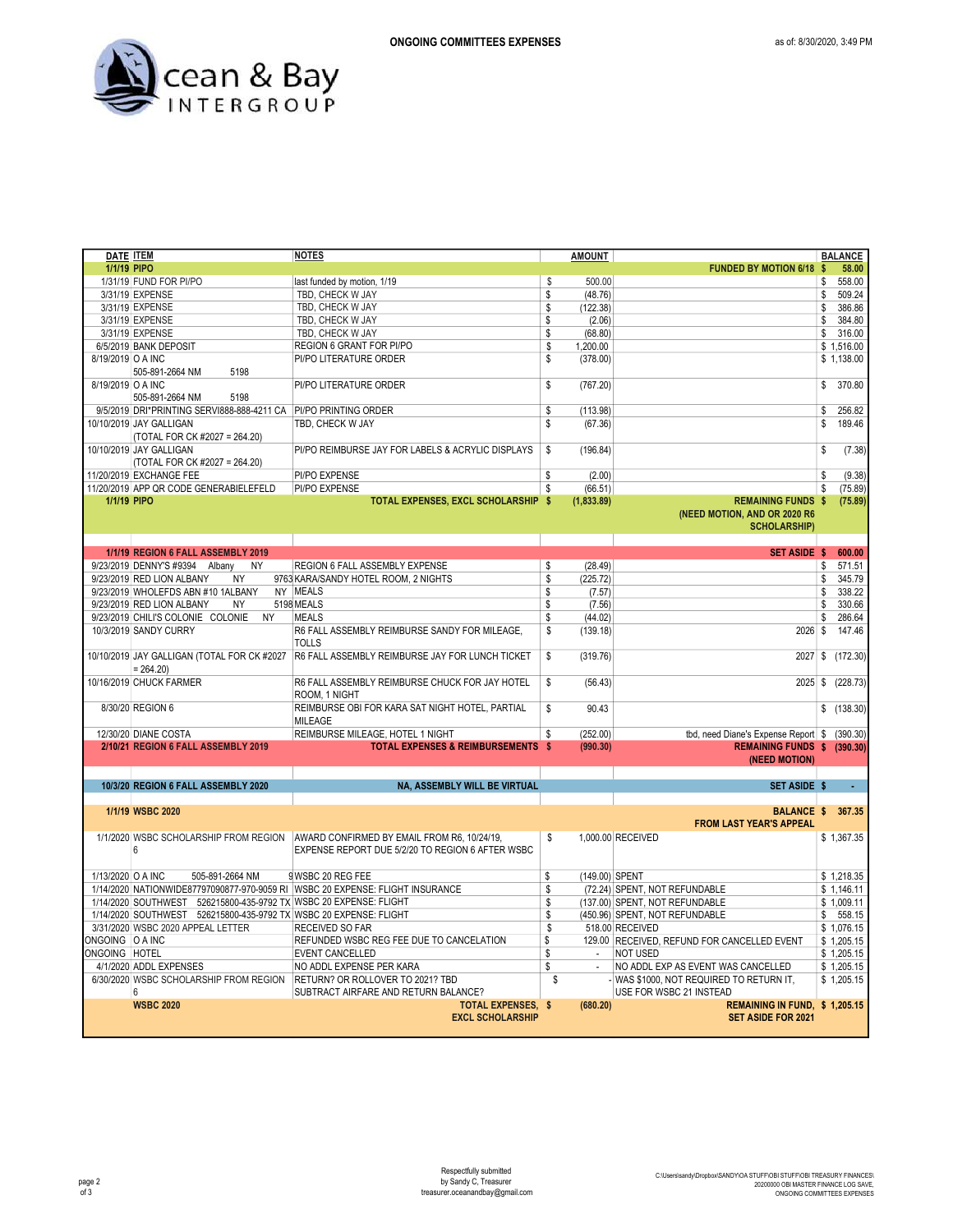Ocean & Bay INTERGROUP

**ONGOING COMMITTEES EXPENSES**

as of: 8/30/2020, 3:49 PM

| DATE | ITEM | NOTES | AMOUNT | | BALANCE |
|---|---|---|---|---|---|
| 1/1/19 | PIPO | | | FUNDED BY MOTION 6/18 | $ 58.00 |
| 1/31/19 | FUND FOR PI/PO | last funded by motion, 1/19 | $ 500.00 | | $ 558.00 |
| 3/31/19 | EXPENSE | TBD, CHECK W JAY | $ (48.76) | | $ 509.24 |
| 3/31/19 | EXPENSE | TBD, CHECK W JAY | $ (122.38) | | $ 386.86 |
| 3/31/19 | EXPENSE | TBD, CHECK W JAY | $ (2.06) | | $ 384.80 |
| 3/31/19 | EXPENSE | TBD, CHECK W JAY | $ (68.80) | | $ 316.00 |
| 6/5/2019 | BANK DEPOSIT | REGION 6 GRANT FOR PI/PO | $ 1,200.00 | | $ 1,516.00 |
| 8/19/2019 | O A INC 505-891-2664 NM 5198 | PI/PO LITERATURE ORDER | $ (378.00) | | $ 1,138.00 |
| 8/19/2019 | O A INC 505-891-2664 NM 5198 | PI/PO LITERATURE ORDER | $ (767.20) | | $ 370.80 |
| 9/5/2019 | DRI*PRINTING SERVI888-888-4211 CA | PI/PO PRINTING ORDER | $ (113.98) | | $ 256.82 |
| 10/10/2019 | JAY GALLIGAN (TOTAL FOR CK #2027 = 264.20) | TBD, CHECK W JAY | $ (67.36) | | $ 189.46 |
| 10/10/2019 | JAY GALLIGAN (TOTAL FOR CK #2027 = 264.20) | PI/PO REIMBURSE JAY FOR LABELS & ACRYLIC DISPLAYS | $ (196.84) | | $ (7.38) |
| 11/20/2019 | EXCHANGE FEE | PI/PO EXPENSE | $ (2.00) | | $ (9.38) |
| 11/20/2019 | APP QR CODE GENERABIELEFELD | PI/PO EXPENSE | $ (66.51) | | $ (75.89) |
| 1/1/19 | PIPO | TOTAL EXPENSES, EXCL SCHOLARSHIP | $ (1,833.89) | REMAINING FUNDS (NEED MOTION, AND OR 2020 R6 SCHOLARSHIP) | $ (75.89) |
| | | | | | |
| 1/1/19 | REGION 6 FALL ASSEMBLY 2019 | | | SET ASIDE | $ 600.00 |
| 9/23/2019 | DENNY'S #9394 Albany NY | REGION 6 FALL ASSEMBLY EXPENSE | $ (28.49) | | $ 571.51 |
| 9/23/2019 | RED LION ALBANY NY 9763 | KARA/SANDY HOTEL ROOM, 2 NIGHTS | $ (225.72) | | $ 345.79 |
| 9/23/2019 | WHOLEFDS ABN #10 1ALBANY NY | MEALS | $ (7.57) | | $ 338.22 |
| 9/23/2019 | RED LION ALBANY NY 5198 | MEALS | $ (7.56) | | $ 330.66 |
| 9/23/2019 | CHILI'S COLONIE COLONIE NY | MEALS | $ (44.02) | | $ 286.64 |
| 10/3/2019 | SANDY CURRY | R6 FALL ASSEMBLY REIMBURSE SANDY FOR MILEAGE, TOLLS | $ (139.18) | 2026 | $ 147.46 |
| 10/10/2019 | JAY GALLIGAN (TOTAL FOR CK #2027 = 264.20) | R6 FALL ASSEMBLY REIMBURSE JAY FOR LUNCH TICKET | $ (319.76) | 2027 | $ (172.30) |
| 10/16/2019 | CHUCK FARMER | R6 FALL ASSEMBLY REIMBURSE CHUCK FOR JAY HOTEL ROOM, 1 NIGHT | $ (56.43) | 2025 | $ (228.73) |
| 8/30/20 | REGION 6 | REIMBURSE OBI FOR KARA SAT NIGHT HOTEL, PARTIAL MILEAGE | $ 90.43 | | $ (138.30) |
| 12/30/20 | DIANE COSTA | REIMBURSE MILEAGE, HOTEL 1 NIGHT | $ (252.00) | tbd, need Diane's Expense Report | $ (390.30) |
| 2/10/21 | REGION 6 FALL ASSEMBLY 2019 | TOTAL EXPENSES & REIMBURSEMENTS | $ (990.30) | REMAINING FUNDS (NEED MOTION) | $ (390.30) |
| | | | | | |
| 10/3/20 | REGION 6 FALL ASSEMBLY 2020 | NA, ASSEMBLY WILL BE VIRTUAL | | SET ASIDE | $ - |
| | | | | | |
| 1/1/19 | WSBC 2020 | | | BALANCE FROM LAST YEAR'S APPEAL | $ 367.35 |
| 1/1/2020 | WSBC SCHOLARSHIP FROM REGION 6 | AWARD CONFIRMED BY EMAIL FROM R6, 10/24/19, EXPENSE REPORT DUE 5/2/20 TO REGION 6 AFTER WSBC | $ 1,000.00 | RECEIVED | $ 1,367.35 |
| 1/13/2020 | O A INC 505-891-2664 NM 9 | WSBC 20 REG FEE | $ (149.00) | SPENT | $ 1,218.35 |
| 1/14/2020 | NATIONWIDE87797090877-970-9059 RI | WSBC 20 EXPENSE: FLIGHT INSURANCE | $ (72.24) | SPENT, NOT REFUNDABLE | $ 1,146.11 |
| 1/14/2020 | SOUTHWEST 526215800-435-9792 TX | WSBC 20 EXPENSE: FLIGHT | $ (137.00) | SPENT, NOT REFUNDABLE | $ 1,009.11 |
| 1/14/2020 | SOUTHWEST 526215800-435-9792 TX | WSBC 20 EXPENSE: FLIGHT | $ (450.96) | SPENT, NOT REFUNDABLE | $ 558.15 |
| 3/31/2020 | WSBC 2020 APPEAL LETTER | RECEIVED SO FAR | $ 518.00 | RECEIVED | $ 1,076.15 |
| ONGOING | O A INC | REFUNDED WSBC REG FEE DUE TO CANCELATION | $ 129.00 | RECEIVED, REFUND FOR CANCELLED EVENT | $ 1,205.15 |
| ONGOING | HOTEL | EVENT CANCELLED | $ - | NOT USED | $ 1,205.15 |
| 4/1/2020 | ADDL EXPENSES | NO ADDL EXPENSE PER KARA | $ - | NO ADDL EXP AS EVENT WAS CANCELLED | $ 1,205.15 |
| 6/30/2020 | WSBC SCHOLARSHIP FROM REGION 6 | RETURN? OR ROLLOVER TO 2021? TBD SUBTRACT AIRFARE AND RETURN BALANCE? | $ - | WAS $1000, NOT REQUIRED TO RETURN IT, USE FOR WSBC 21 INSTEAD | $ 1,205.15 |
| | WSBC 2020 | TOTAL EXPENSES, EXCL SCHOLARSHIP | $ (680.20) | REMAINING IN FUND, SET ASIDE FOR 2021 | $ 1,205.15 |

Respectfully submitted
by Sandy C, Treasurer
treasurer.oceanandbay@gmail.com

C:\Users\sandy\Dropbox\SANDY\OA STUFF\OBI STUFF\OBI TREASURY FINANCES\20200000 OBI MASTER FINANCE LOG SAVE, ONGOING COMMITTEES EXPENSES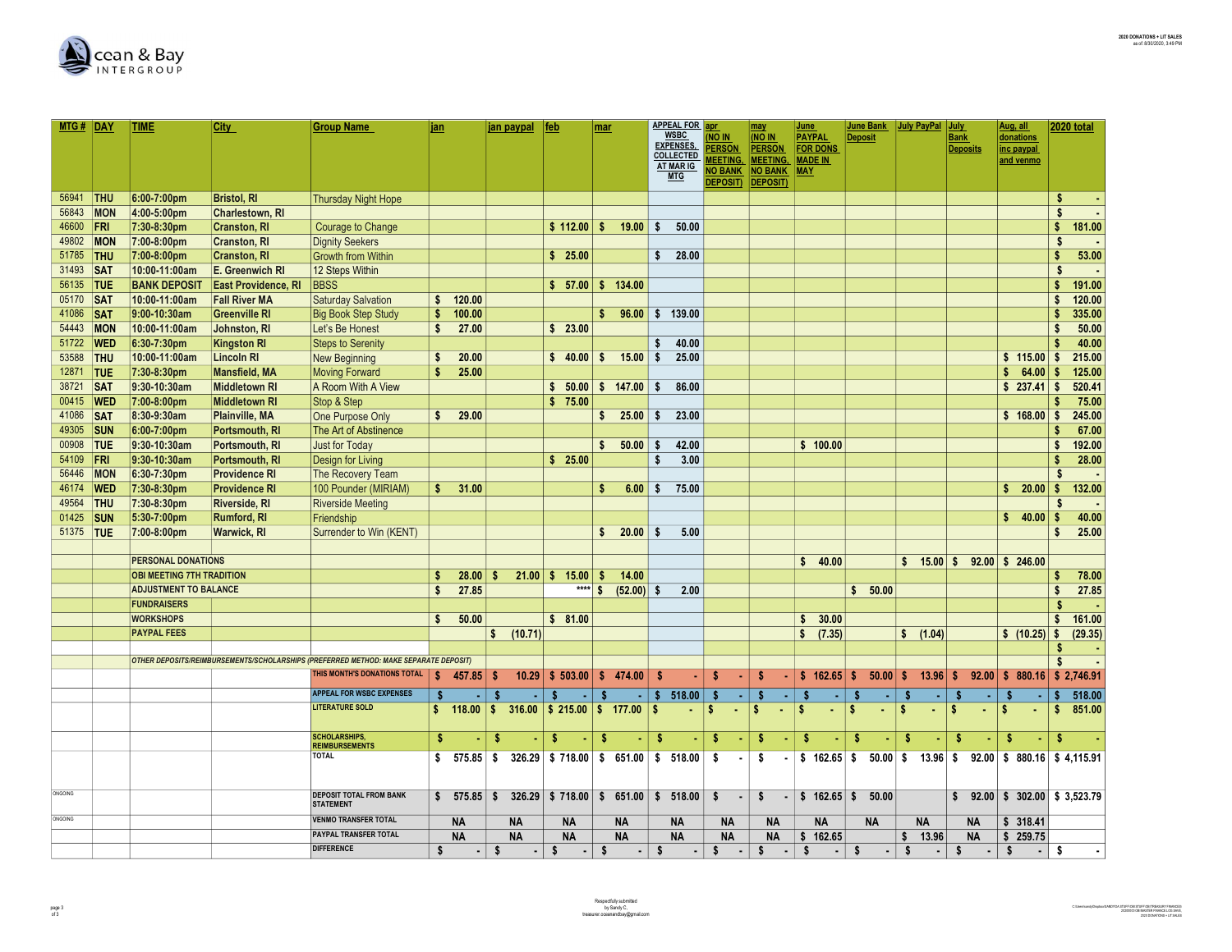# Ocean & Bay Intergroup

| MTG # | DAY | TIME | City | Group Name | jan | jan paypal | feb | mar | APPEAL FOR WSBC EXPENSES, COLLECTED AT MAR IG MTG | apr (NO IN PERSON MEETING, NO BANK DEPOSIT) | may (NO IN PERSON MEETING, NO BANK DEPOSIT) | June PAYPAL FOR DONS MADE IN MAY | June Bank Deposit | July PayPal | July Bank Deposits | Aug, all donations inc paypal and venmo | 2020 total |
|---|---|---|---|---|---|---|---|---|---|---|---|---|---|---|---|---|---|
| 56941 | THU | 6:00-7:00pm | Bristol, RI | Thursday Night Hope | | | | | | | | | | | | | $ - |
| 56843 | MON | 4:00-5:00pm | Charlestown, RI | | | | | | | | | | | | | | $ - |
| 46600 | FRI | 7:30-8:30pm | Cranston, RI | Courage to Change | | | $ 112.00 | $ 19.00 | $ 50.00 | | | | | | | | $ 181.00 |
| 49802 | MON | 7:00-8:00pm | Cranston, RI | Dignity Seekers | | | | | | | | | | | | | $ - |
| 51785 | THU | 7:00-8:00pm | Cranston, RI | Growth from Within | | | $ 25.00 | | $ 28.00 | | | | | | | | $ 53.00 |
| 31493 | SAT | 10:00-11:00am | E. Greenwich RI | 12 Steps Within | | | | | | | | | | | | | $ - |
| 56135 | TUE | BANK DEPOSIT | East Providence, RI | BBSS | | | $ 57.00 | $ 134.00 | | | | | | | | | $ 191.00 |
| 05170 | SAT | 10:00-11:00am | Fall River MA | Saturday Salvation | $ 120.00 | | | | | | | | | | | | $ 120.00 |
| 41086 | SAT | 9:00-10:30am | Greenville RI | Big Book Step Study | $ 100.00 | | | $ 96.00 | $ 139.00 | | | | | | | | $ 335.00 |
| 54443 | MON | 10:00-11:00am | Johnston, RI | Let's Be Honest | $ 27.00 | | $ 23.00 | | | | | | | | | | $ 50.00 |
| 51722 | WED | 6:30-7:30pm | Kingston RI | Steps to Serenity | | | | | $ 40.00 | | | | | | | | $ 40.00 |
| 53588 | THU | 10:00-11:00am | Lincoln RI | New Beginning | $ 20.00 | | $ 40.00 | $ 15.00 | $ 25.00 | | | | | | | $ 115.00 | $ 215.00 |
| 12871 | TUE | 7:30-8:30pm | Mansfield, MA | Moving Forward | $ 25.00 | | | | | | | | | | | $ 64.00 | $ 125.00 |
| 38721 | SAT | 9:30-10:30am | Middletown RI | A Room With A View | | | $ 50.00 | $ 147.00 | $ 86.00 | | | | | | | $ 237.41 | $ 520.41 |
| 00415 | WED | 7:00-8:00pm | Middletown RI | Stop & Step | | | $ 75.00 | | | | | | | | | | $ 75.00 |
| 41086 | SAT | 8:30-9:30am | Plainville, MA | One Purpose Only | $ 29.00 | | | $ 25.00 | $ 23.00 | | | | | | | $ 168.00 | $ 245.00 |
| 49305 | SUN | 6:00-7:00pm | Portsmouth, RI | The Art of Abstinence | | | | | | | | | | | | | $ 67.00 |
| 00908 | TUE | 9:30-10:30am | Portsmouth, RI | Just for Today | | | | $ 50.00 | $ 42.00 | | | $ 100.00 | | | | | $ 192.00 |
| 54109 | FRI | 9:30-10:30am | Portsmouth, RI | Design for Living | | | $ 25.00 | | $ 3.00 | | | | | | | | $ 28.00 |
| 56446 | MON | 6:30-7:30pm | Providence RI | The Recovery Team | | | | | | | | | | | | | $ - |
| 46174 | WED | 7:30-8:30pm | Providence RI | 100 Pounder (MIRIAM) | $ 31.00 | | | $ 6.00 | $ 75.00 | | | | | | | $ 20.00 | $ 132.00 |
| 49564 | THU | 7:30-8:30pm | Riverside, RI | Riverside Meeting | | | | | | | | | | | | | $ - |
| 01425 | SUN | 5:30-7:00pm | Rumford, RI | Friendship | | | | | | | | | | | | $ 40.00 | $ 40.00 |
| 51375 | TUE | 7:00-8:00pm | Warwick, RI | Surrender to Win (KENT) | | | | $ 20.00 | $ 5.00 | | | | | | | | $ 25.00 |
| | | | | | | | | | | | | | | | | | |
| | | PERSONAL DONATIONS | | | | | | | | | | $ 40.00 | | $ 15.00 | $ 92.00 | $ 246.00 | |
| | | OBI MEETING 7TH TRADITION | | | $ 28.00 | $ 21.00 | $ 15.00 | $ 14.00 | | | | | | | | | $ 78.00 |
| | | ADJUSTMENT TO BALANCE | | | $ 27.85 | | **** | $ (52.00) | $ 2.00 | | | | $ 50.00 | | | | $ 27.85 |
| | | FUNDRAISERS | | | | | | | | | | | | | | | $ - |
| | | WORKSHOPS | | | $ 50.00 | | $ 81.00 | | | | | $ 30.00 | | | | | $ 161.00 |
| | | PAYPAL FEES | | | | $ (10.71) | | | | | | $ (7.35) | | $ (1.04) | | $ (10.25) | $ (29.35) |
| | | | | | | | | | | | | | | | | | $ - |
| | | OTHER DEPOSITS/REIMBURSEMENTS/SCHOLARSHIPS (PREFERRED METHOD: MAKE SEPARATE DEPOSIT) | | | | | | | | | | | | | | | $ - |
| | | | | THIS MONTH'S DONATIONS TOTAL | $ 457.85 | $ 10.29 | $ 503.00 | $ 474.00 | $ - | $ - | $ - | $ 162.65 | $ 50.00 | $ 13.96 | $ 92.00 | $ 880.16 | $ 2,746.91 |
| | | | | APPEAL FOR WSBC EXPENSES | $ - | $ - | $ - | $ - | $ 518.00 | $ - | $ - | $ - | $ - | $ - | $ - | $ - | $ 518.00 |
| | | | | LITERATURE SOLD | $ 118.00 | $ 316.00 | $ 215.00 | $ 177.00 | $ - | $ - | $ - | $ - | $ - | $ - | $ - | $ - | $ 851.00 |
| | | | | SCHOLARSHIPS, REIMBURSEMENTS | $ - | $ - | $ - | $ - | $ - | $ - | $ - | $ - | $ - | $ - | $ - | $ - | $ - |
| | | | | TOTAL | $ 575.85 | $ 326.29 | $ 718.00 | $ 651.00 | $ 518.00 | $ - | $ - | $ 162.65 | $ 50.00 | $ 13.96 | $ 92.00 | $ 880.16 | $ 4,115.91 |
| ONGOING | | | | DEPOSIT TOTAL FROM BANK STATEMENT | $ 575.85 | $ 326.29 | $ 718.00 | $ 651.00 | $ 518.00 | $ - | $ - | $ 162.65 | $ 50.00 | | $ 92.00 | $ 302.00 | $ 3,523.79 |
| ONGOING | | | | VENMO TRANSFER TOTAL | NA | NA | NA | NA | NA | NA | NA | NA | NA | NA | NA | $ 318.41 | |
| | | | | PAYPAL TRANSFER TOTAL | NA | NA | NA | NA | NA | NA | NA | $ 162.65 | | $ 13.96 | NA | $ 259.75 | |
| | | | | DIFFERENCE | $ - | $ - | $ - | $ - | $ - | $ - | $ - | $ - | $ - | $ - | $ - | $ - | $ - |

Respectfully submitted
by Sandy C.
treasurer.oceanandbay@gmail.com